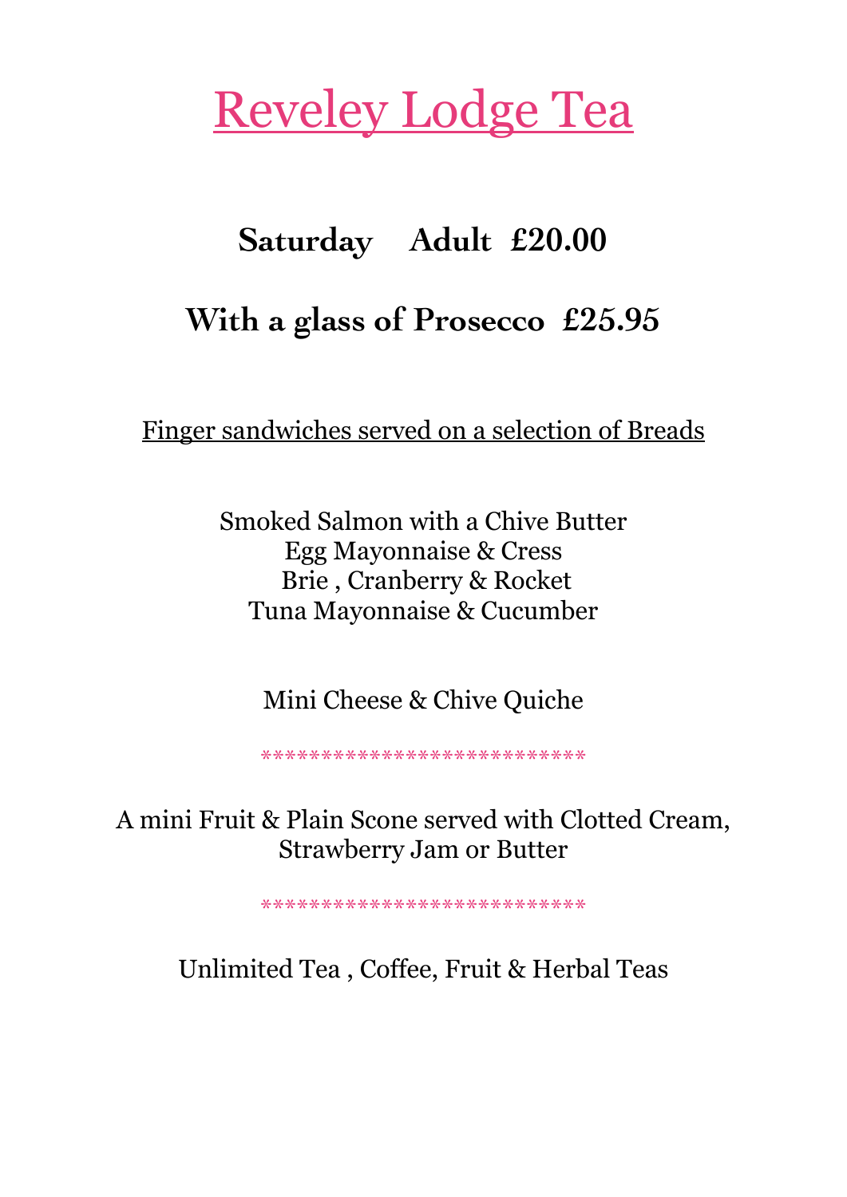# Reveley Lodge Tea

## Saturday Adult £20.00

## With a glass of Prosecco £25.95

Finger sandwiches served on a selection of Breads

Smoked Salmon with a Chive Butter
Egg Mayonnaise & Cress
Brie , Cranberry & Rocket
Tuna Mayonnaise & Cucumber

Mini Cheese & Chive Quiche

***************************

A mini Fruit & Plain Scone served with Clotted Cream,
Strawberry Jam or Butter

***************************

Unlimited Tea , Coffee, Fruit & Herbal Teas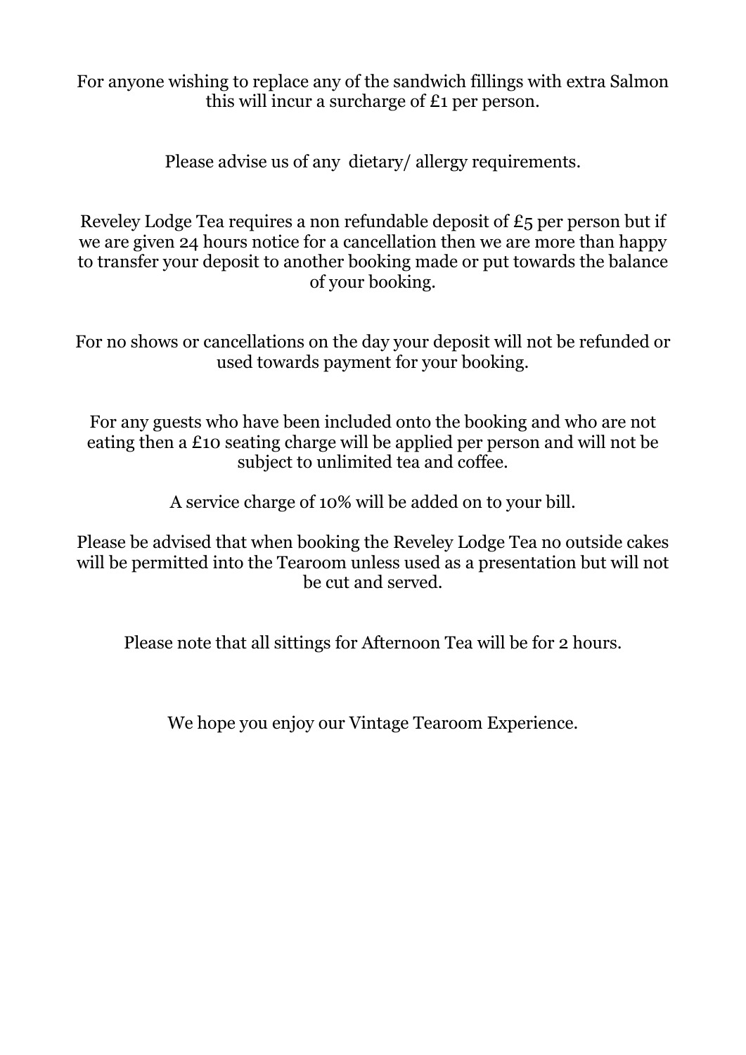For anyone wishing to replace any of the sandwich fillings with extra Salmon this will incur a surcharge of £1 per person.

Please advise us of any dietary/ allergy requirements.

Reveley Lodge Tea requires a non refundable deposit of £5 per person but if we are given 24 hours notice for a cancellation then we are more than happy to transfer your deposit to another booking made or put towards the balance of your booking.

For no shows or cancellations on the day your deposit will not be refunded or used towards payment for your booking.

For any guests who have been included onto the booking and who are not eating then a £10 seating charge will be applied per person and will not be subject to unlimited tea and coffee.

A service charge of 10% will be added on to your bill.

Please be advised that when booking the Reveley Lodge Tea no outside cakes will be permitted into the Tearoom unless used as a presentation but will not be cut and served.

Please note that all sittings for Afternoon Tea will be for 2 hours.

We hope you enjoy our Vintage Tearoom Experience.